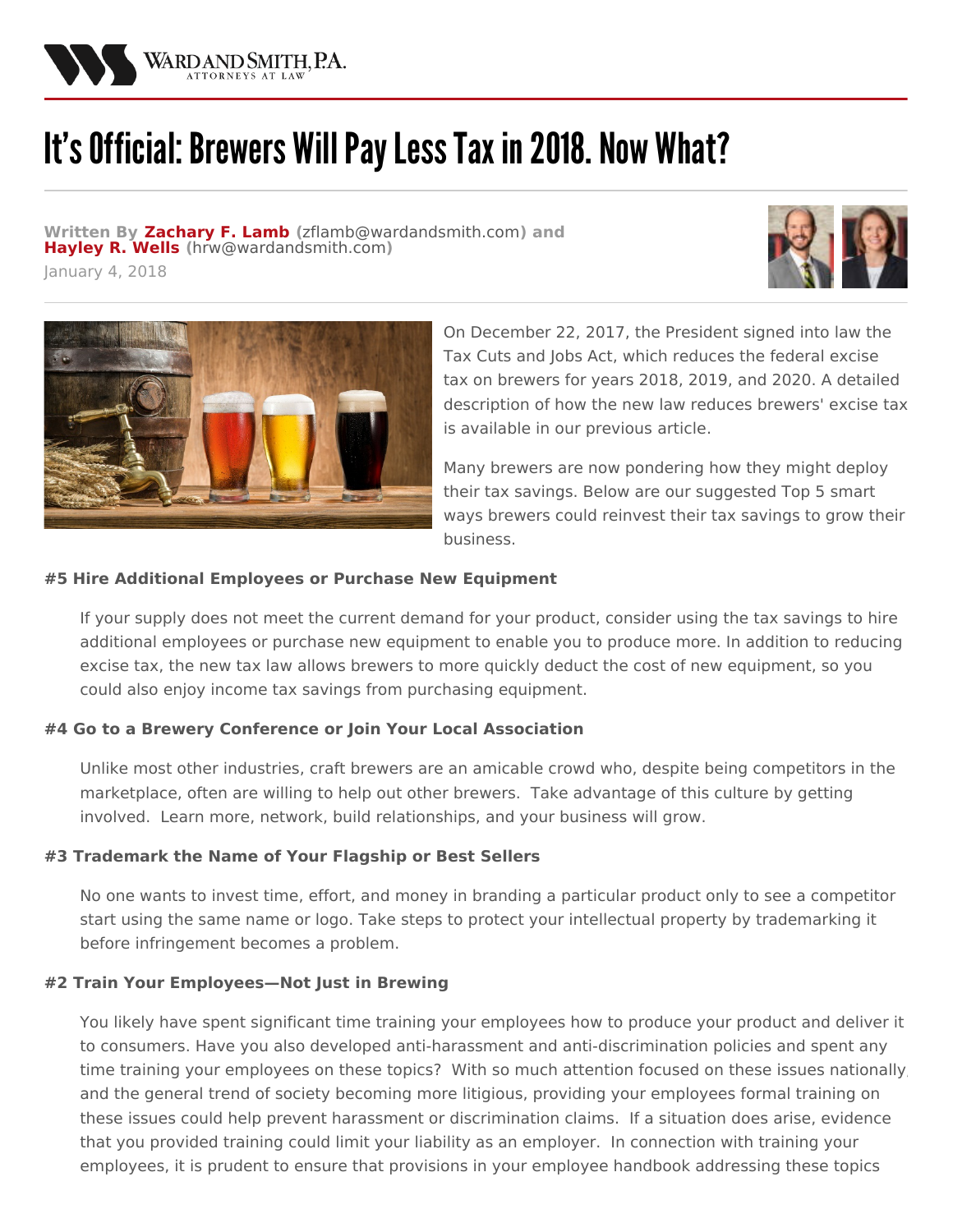# It's Official: Brewers Will Pay Less Tax in 2018. Now What?

**Written By Zachary F. Lamb (zflamb@wardandsmith.com) and Hayley R. Wells (hrw@wardandsmith.com)**
January 4, 2018

On December 22, 2017, the President signed into law the Tax Cuts and Jobs Act, which reduces the federal excise tax on brewers for years 2018, 2019, and 2020. A detailed description of how the new law reduces brewers' excise tax is available in our previous article.

Many brewers are now pondering how they might deploy their tax savings. Below are our suggested Top 5 smart ways brewers could reinvest their tax savings to grow their business.

#### #5 Hire Additional Employees or Purchase New Equipment

If your supply does not meet the current demand for your product, consider using the tax savings to hire additional employees or purchase new equipment to enable you to produce more. In addition to reducing excise tax, the new tax law allows brewers to more quickly deduct the cost of new equipment, so you could also enjoy income tax savings from purchasing equipment.

#### #4 Go to a Brewery Conference or Join Your Local Association

Unlike most other industries, craft brewers are an amicable crowd who, despite being competitors in the marketplace, often are willing to help out other brewers. Take advantage of this culture by getting involved. Learn more, network, build relationships, and your business will grow.

#### #3 Trademark the Name of Your Flagship or Best Sellers

No one wants to invest time, effort, and money in branding a particular product only to see a competitor start using the same name or logo. Take steps to protect your intellectual property by trademarking it before infringement becomes a problem.

#### #2 Train Your Employees—Not Just in Brewing

You likely have spent significant time training your employees how to produce your product and deliver it to consumers. Have you also developed anti-harassment and anti-discrimination policies and spent any time training your employees on these topics? With so much attention focused on these issues nationally, and the general trend of society becoming more litigious, providing your employees formal training on these issues could help prevent harassment or discrimination claims. If a situation does arise, evidence that you provided training could limit your liability as an employer. In connection with training your employees, it is prudent to ensure that provisions in your employee handbook addressing these topics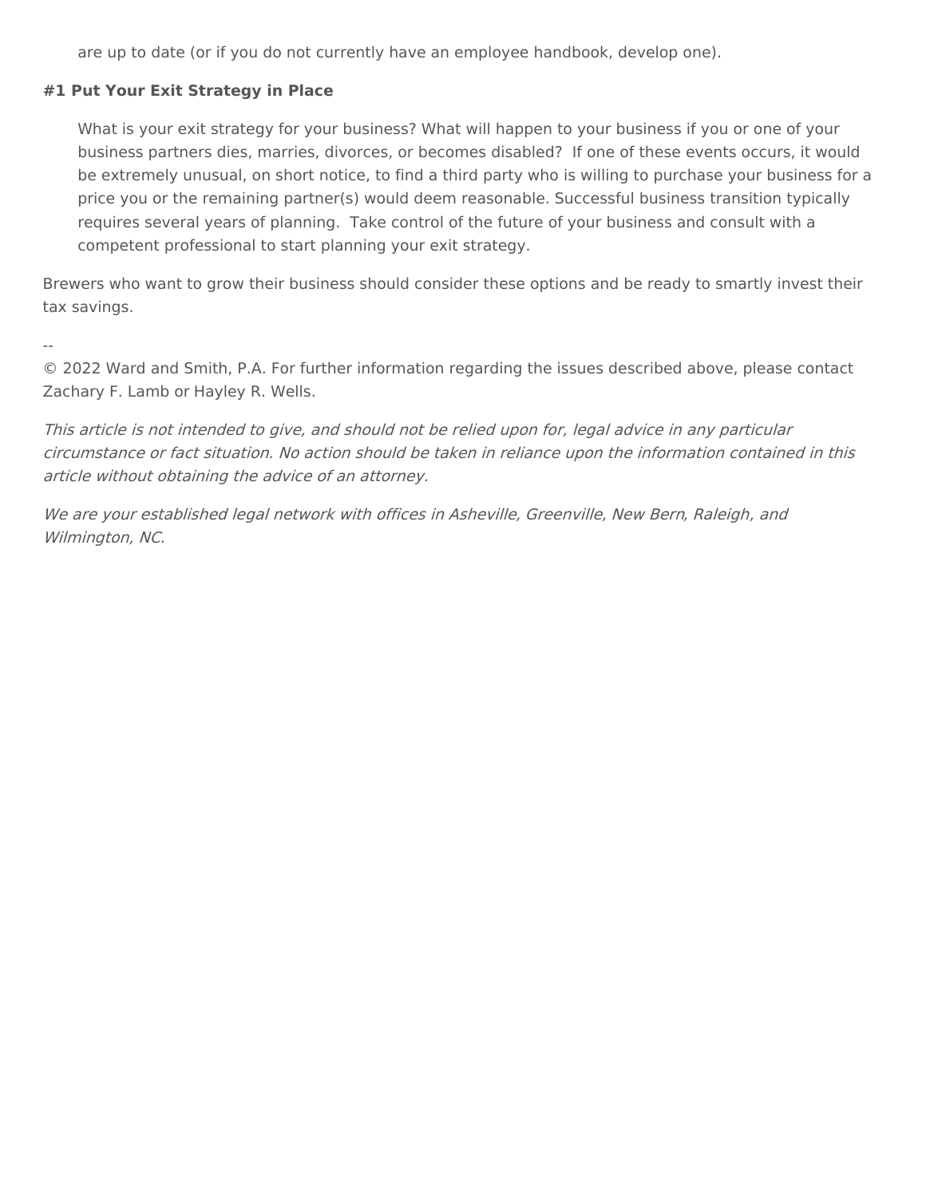are up to date (or if you do not currently have an employee handbook, develop one).

**#1 Put Your Exit Strategy in Place**

What is your exit strategy for your business? What will happen to your business if you or one of your business partners dies, marries, divorces, or becomes disabled? If one of these events occurs, it would be extremely unusual, on short notice, to find a third party who is willing to purchase your business for a price you or the remaining partner(s) would deem reasonable. Successful business transition typically requires several years of planning. Take control of the future of your business and consult with a competent professional to start planning your exit strategy.

Brewers who want to grow their business should consider these options and be ready to smartly invest their tax savings.

--

© 2022 Ward and Smith, P.A. For further information regarding the issues described above, please contact Zachary F. Lamb or Hayley R. Wells.

*This article is not intended to give, and should not be relied upon for, legal advice in any particular circumstance or fact situation. No action should be taken in reliance upon the information contained in this article without obtaining the advice of an attorney.*

*We are your established legal network with offices in Asheville, Greenville, New Bern, Raleigh, and Wilmington, NC.*